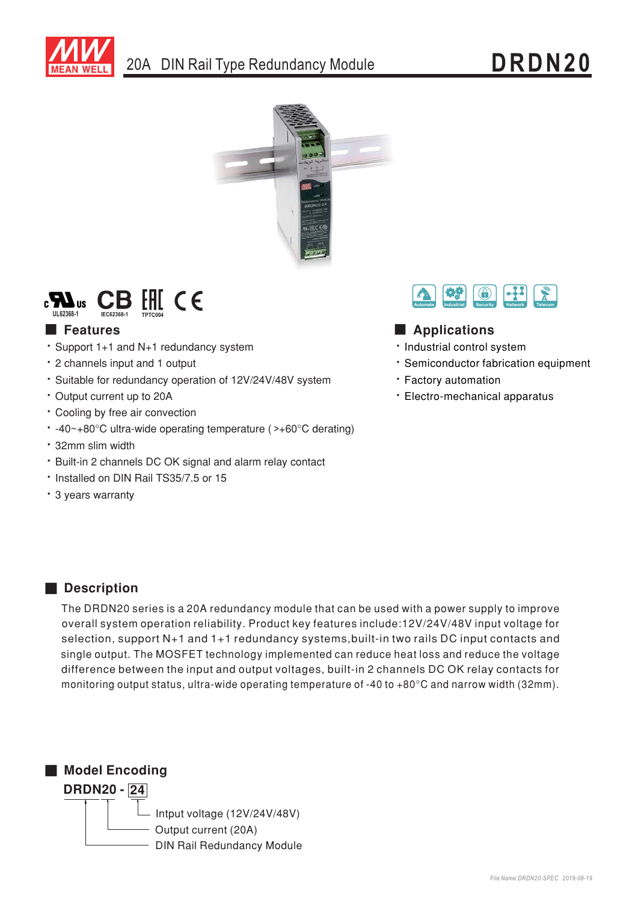# 20A DIN Rail Type Redundancy Module

# DRDN20

UL62368-1 IEC62368-1 TPTC004

Automate Industrial Security Network Telecom

## Features

- Support 1+1 and N+1 redundancy system
- 2 channels input and 1 output
- Suitable for redundancy operation of 12V/24V/48V system
- Output current up to 20A
- Cooling by free air convection
- -40~+80°C ultra-wide operating temperature ( >+60°C derating)
- 32mm slim width
- Built-in 2 channels DC OK signal and alarm relay contact
- Installed on DIN Rail TS35/7.5 or 15
- 3 years warranty

## Applications

- Industrial control system
- Semiconductor fabrication equipment
- Factory automation
- Electro-mechanical apparatus

## Description

The DRDN20 series is a 20A redundancy module that can be used with a power supply to improve overall system operation reliability. Product key features include:12V/24V/48V input voltage for selection, support N+1 and 1+1 redundancy systems,built-in two rails DC input contacts and single output. The MOSFET technology implemented can reduce heat loss and reduce the voltage difference between the input and output voltages, built-in 2 channels DC OK relay contacts for monitoring output status, ultra-wide operating temperature of -40 to +80°C and narrow width (32mm).

## Model Encoding

**DRDN20 - 24**

- 24: Intput voltage (12V/24V/48V)
- 20: Output current (20A)
- DRDN: DIN Rail Redundancy Module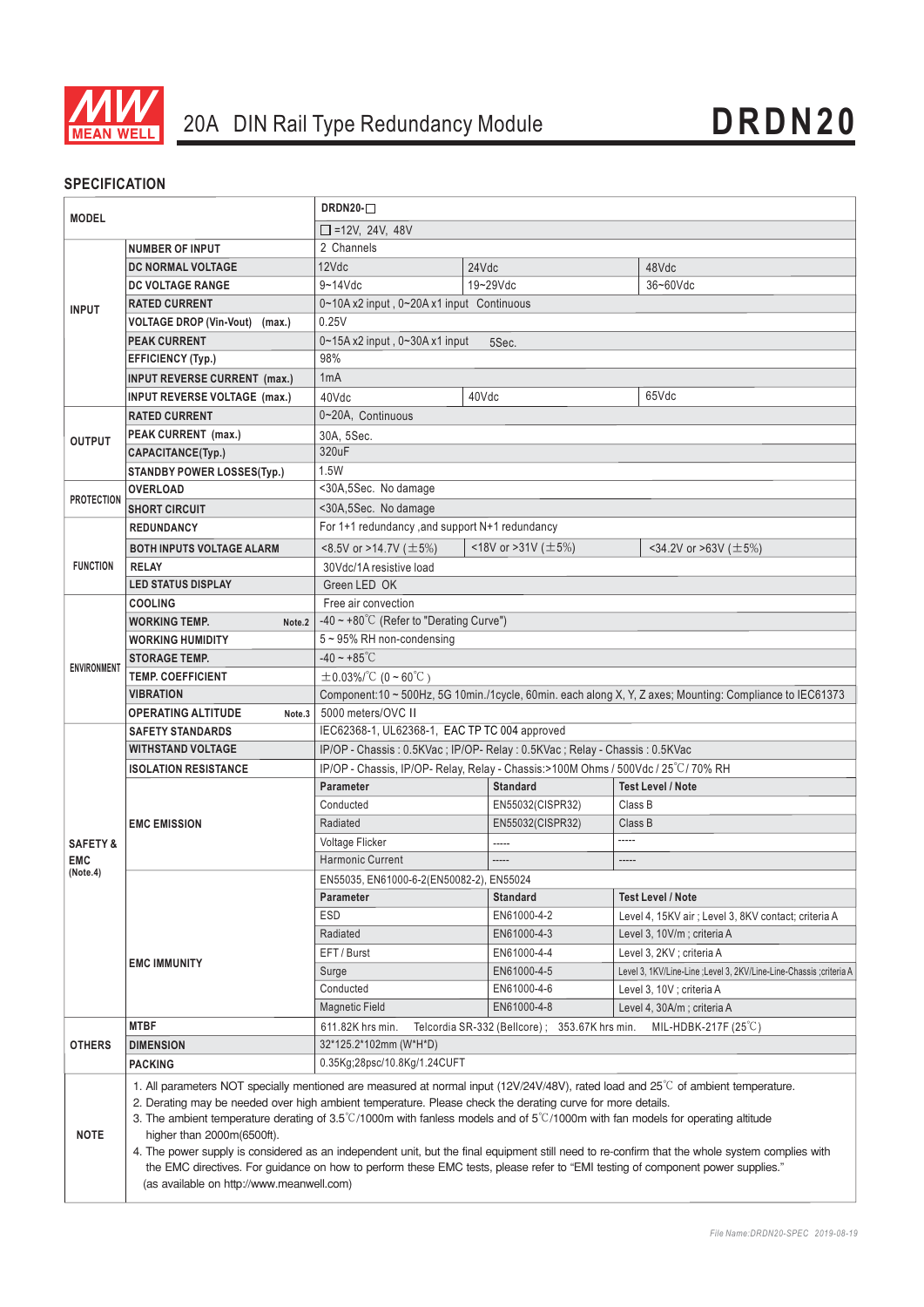# 20A DIN Rail Type Redundancy Module **DRDN20**

## SPECIFICATION

| | | | | |
|---|---|---|---|---|
| **MODEL** | | DRDN20-☐ | | |
| | | ☐=12V, 24V, 48V | | |
| **INPUT** | **NUMBER OF INPUT** | 2 Channels | | |
| | **DC NORMAL VOLTAGE** | 12Vdc | 24Vdc | 48Vdc |
| | **DC VOLTAGE RANGE** | 9~14Vdc | 19~29Vdc | 36~60Vdc |
| | **RATED CURRENT** | 0~10A x2 input , 0~20A x1 input Continuous | | |
| | **VOLTAGE DROP (Vin-Vout) (max.)** | 0.25V | | |
| | **PEAK CURRENT** | 0~15A x2 input , 0~30A x1 input 5Sec. | | |
| | **EFFICIENCY (Typ.)** | 98% | | |
| | **INPUT REVERSE CURRENT (max.)** | 1mA | | |
| | **INPUT REVERSE VOLTAGE (max.)** | 40Vdc | 40Vdc | 65Vdc |
| **OUTPUT** | **RATED CURRENT** | 0~20A, Continuous | | |
| | **PEAK CURRENT (max.)** | 30A, 5Sec. | | |
| | **CAPACITANCE(Typ.)** | 320uF | | |
| | **STANDBY POWER LOSSES(Typ.)** | 1.5W | | |
| **PROTECTION** | **OVERLOAD** | <30A,5Sec. No damage | | |
| | **SHORT CIRCUIT** | <30A,5Sec. No damage | | |
| **FUNCTION** | **REDUNDANCY** | For 1+1 redundancy ,and support N+1 redundancy | | |
| | **BOTH INPUTS VOLTAGE ALARM** | <8.5V or >14.7V (±5%) | <18V or >31V (±5%) | <34.2V or >63V (±5%) |
| | **RELAY** | 30Vdc/1A resistive load | | |
| | **LED STATUS DISPLAY** | Green LED OK | | |
| **ENVIRONMENT** | **COOLING** | Free air convection | | |
| | **WORKING TEMP.** Note.2 | -40 ~ +80℃ (Refer to "Derating Curve") | | |
| | **WORKING HUMIDITY** | 5 ~ 95% RH non-condensing | | |
| | **STORAGE TEMP.** | -40 ~ +85℃ | | |
| | **TEMP. COEFFICIENT** | ±0.03%/℃ (0 ~ 60℃) | | |
| | **VIBRATION** | Component:10 ~ 500Hz, 5G 10min./1cycle, 60min. each along X, Y, Z axes; Mounting: Compliance to IEC61373 | | |
| | **OPERATING ALTITUDE** Note.3 | 5000 meters/OVC II | | |
| **SAFETY & EMC (Note.4)** | **SAFETY STANDARDS** | IEC62368-1, UL62368-1, EAC TP TC 004 approved | | |
| | **WITHSTAND VOLTAGE** | IP/OP - Chassis : 0.5KVac ; IP/OP- Relay : 0.5KVac ; Relay - Chassis : 0.5KVac | | |
| | **ISOLATION RESISTANCE** | IP/OP - Chassis, IP/OP- Relay, Relay - Chassis:>100M Ohms / 500Vdc / 25℃/ 70% RH | | |
| | **EMC EMISSION** | **Parameter** | **Standard** | **Test Level / Note** |
| | | Conducted | EN55032(CISPR32) | Class B |
| | | Radiated | EN55032(CISPR32) | Class B |
| | | Voltage Flicker | ----- | ----- |
| | | Harmonic Current | ----- | ----- |
| | **EMC IMMUNITY** | EN55035, EN61000-6-2(EN50082-2), EN55024 | | |
| | | **Parameter** | **Standard** | **Test Level / Note** |
| | | ESD | EN61000-4-2 | Level 4, 15KV air ; Level 3, 8KV contact; criteria A |
| | | Radiated | EN61000-4-3 | Level 3, 10V/m ; criteria A |
| | | EFT / Burst | EN61000-4-4 | Level 3, 2KV ; criteria A |
| | | Surge | EN61000-4-5 | Level 3, 1KV/Line-Line ;Level 3, 2KV/Line-Line-Chassis ;criteria A |
| | | Conducted | EN61000-4-6 | Level 3, 10V ; criteria A |
| | | Magnetic Field | EN61000-4-8 | Level 4, 30A/m ; criteria A |
| **OTHERS** | **MTBF** | 611.82K hrs min. Telcordia SR-332 (Bellcore) ; 353.67K hrs min. MIL-HDBK-217F (25℃) | | |
| | **DIMENSION** | 32*125.2*102mm (W*H*D) | | |
| | **PACKING** | 0.35Kg;28pcs/10.8Kg/1.24CUFT | | |

**NOTE**

1. All parameters NOT specially mentioned are measured at normal input (12V/24V/48V), rated load and 25℃ of ambient temperature.
2. Derating may be needed over high ambient temperature. Please check the derating curve for more details.
3. The ambient temperature derating of 3.5℃/1000m with fanless models and of 5℃/1000m with fan models for operating altitude higher than 2000m(6500ft).
4. The power supply is considered as an independent unit, but the final equipment still need to re-confirm that the whole system complies with the EMC directives. For guidance on how to perform these EMC tests, please refer to "EMI testing of component power supplies." (as available on http://www.meanwell.com)

*File Name:DRDN20-SPEC 2019-08-19*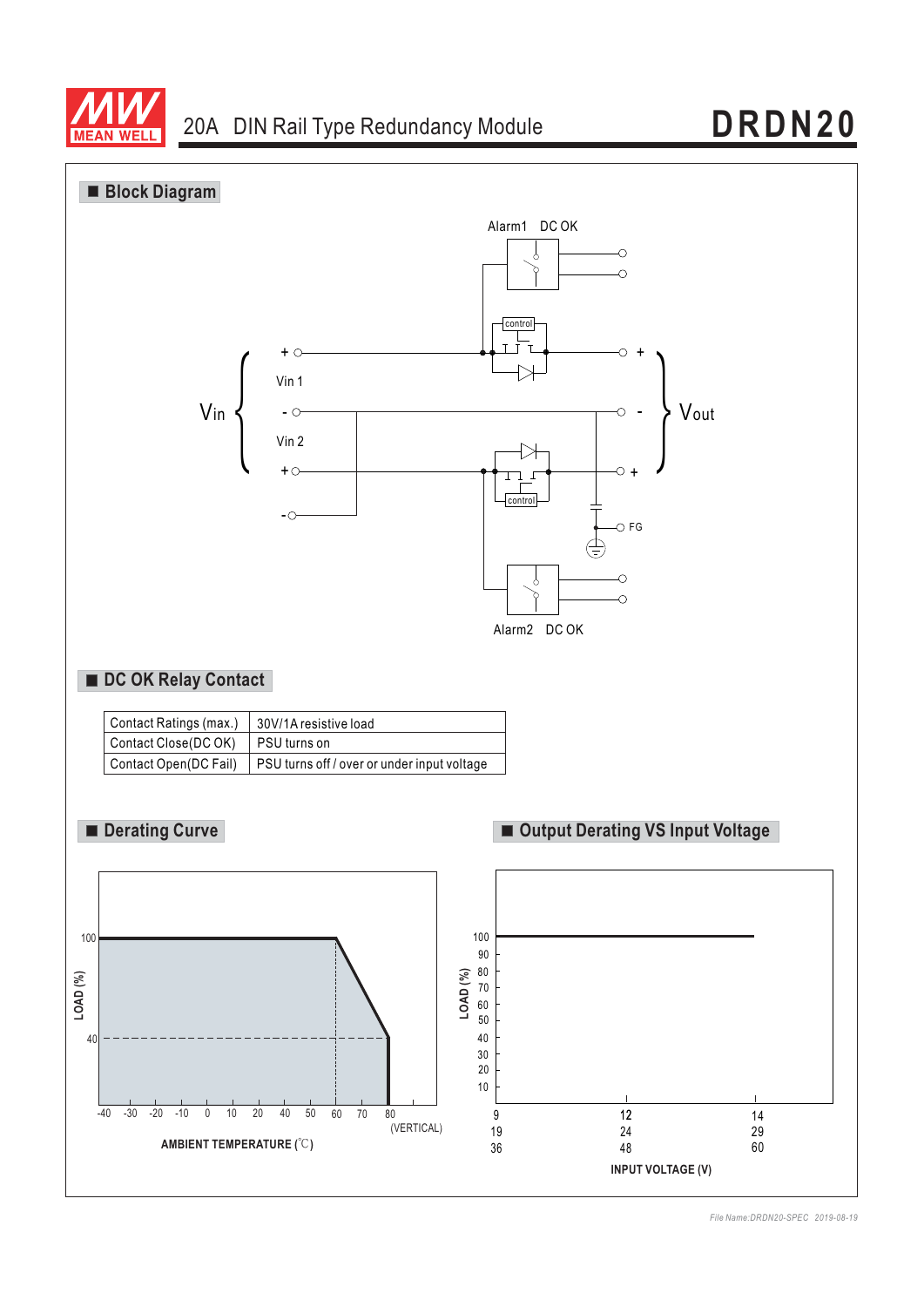# 20A DIN Rail Type Redundancy Module — DRDN20

## Block Diagram

Alarm1 DC OK

control

Vin

+ Vin 1 -

Vin 2

+ -

control

Vout

\+ - +

FG

Alarm2 DC OK

## DC OK Relay Contact

| Contact Ratings (max.) | 30V/1A resistive load |
|---|---|
| Contact Close(DC OK) | PSU turns on |
| Contact Open(DC Fail) | PSU turns off / over or under input voltage |

## Derating Curve

LOAD (%)

100

40

-40 -30 -20 -10 0 10 20 40 50 60 70 80 (VERTICAL)

AMBIENT TEMPERATURE (℃)

## Output Derating VS Input Voltage

LOAD (%)

100 90 80 70 60 50 40 30 20 10

| 9 | 12 | 14 |
|---|---|---|
| 19 | 24 | 29 |
| 36 | 48 | 60 |

INPUT VOLTAGE (V)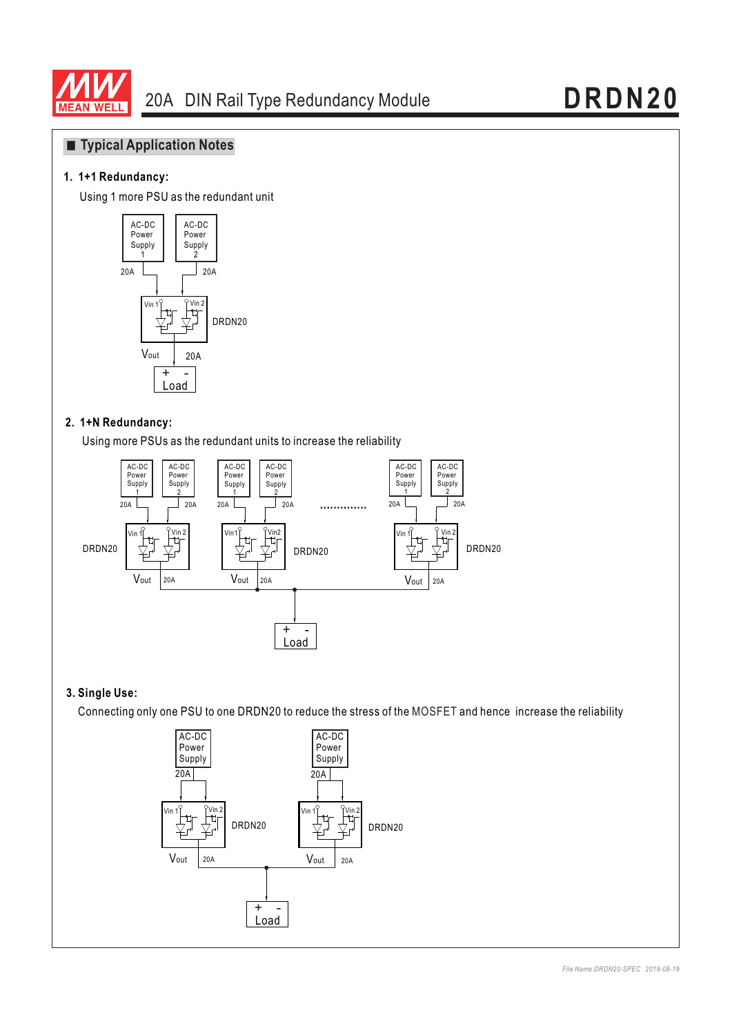## Typical Application Notes

**1. 1+1 Redundancy:**

Using 1 more PSU as the redundant unit

AC-DC Power Supply 1 — 20A — Vin 1
AC-DC Power Supply 2 — 20A — Vin 2
DRDN20
Vout — 20A — Load (+ -)

**2. 1+N Redundancy:**

Using more PSUs as the redundant units to increase the reliability

AC-DC Power Supply 1 — 20A — Vin 1; AC-DC Power Supply 2 — 20A — Vin 2; DRDN20; Vout 20A
AC-DC Power Supply 1 — 20A — Vin1; AC-DC Power Supply 2 — 20A — Vin2; DRDN20; Vout 20A
.............
AC-DC Power Supply 1 — 20A — Vin 1; AC-DC Power Supply 2 — 20A — Vin 2; DRDN20; Vout 20A
Load (+ -)

**3. Single Use:**

Connecting only one PSU to one DRDN20 to reduce the stress of the MOSFET and hence increase the reliability

AC-DC Power Supply — 20A — Vin 1 / Vin 2; DRDN20; Vout 20A
AC-DC Power Supply — 20A — Vin 1 / Vin 2; DRDN20; Vout 20A
Load (+ -)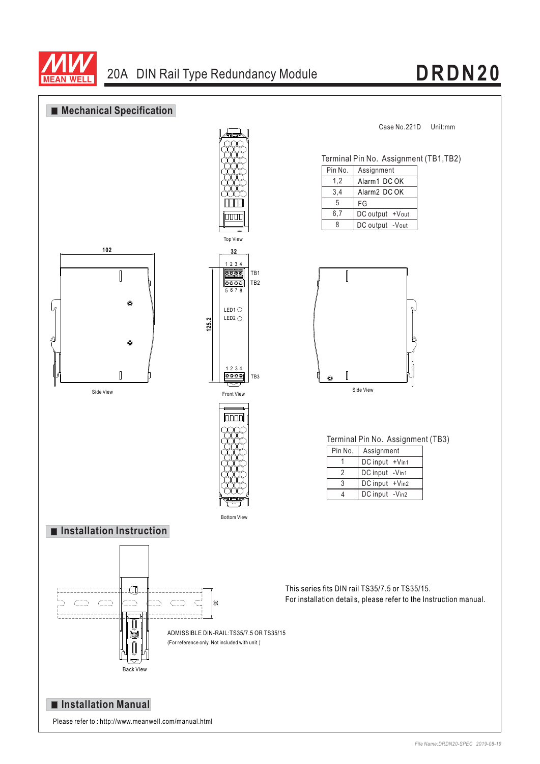# 20A DIN Rail Type Redundancy Module **DRDN20**

## ■ Mechanical Specification

Case No.221D Unit:mm

Top View

102

Side View

32

1 2 3 4

TB1

TB2

5 6 7 8

LED1

LED2

125.2

1 2 3 4

TB3

Front View

Side View

Bottom View

Terminal Pin No. Assignment (TB1,TB2)

| Pin No. | Assignment |
|---|---|
| 1,2 | Alarm1 DC OK |
| 3,4 | Alarm2 DC OK |
| 5 | FG |
| 6,7 | DC output +Vout |
| 8 | DC output -Vout |

Terminal Pin No. Assignment (TB3)

| Pin No. | Assignment |
|---|---|
| 1 | DC input +Vin1 |
| 2 | DC input -Vin1 |
| 3 | DC input +Vin2 |
| 4 | DC input -Vin2 |

## ■ Installation Instruction

35

ADMISSIBLE DIN-RAIL:TS35/7.5 OR TS35/15

(For reference only. Not included with unit.)

Back View

This series fits DIN rail TS35/7.5 or TS35/15.
For installation details, please refer to the Instruction manual.

## ■ Installation Manual

Please refer to : http://www.meanwell.com/manual.html

*File Name:DRDN20-SPEC 2019-08-19*